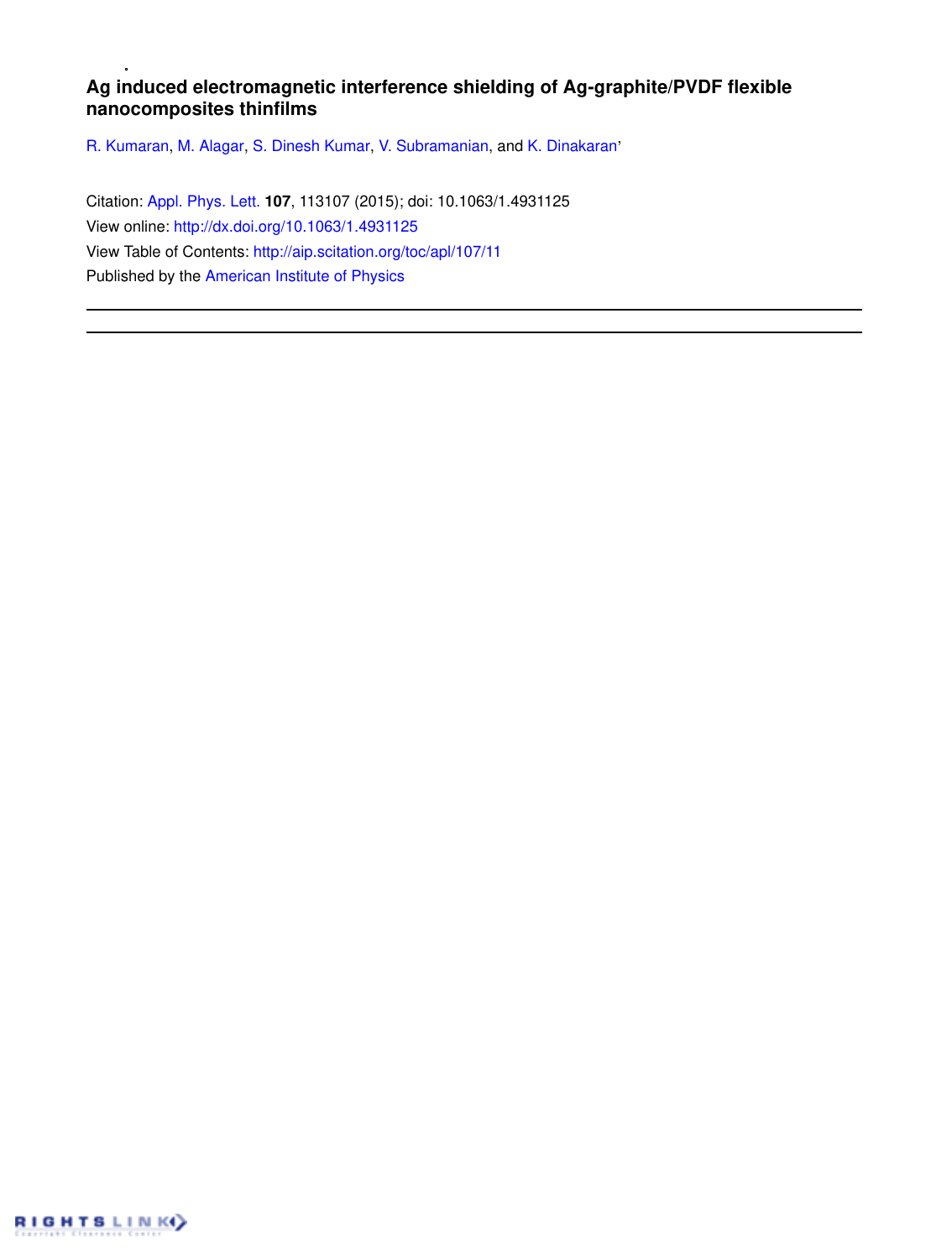# Ag induced electromagnetic interference shielding of Ag-graphite/PVDF flexible nanocomposites thinfilms

R. Kumaran, M. Alagar, S. Dinesh Kumar, V. Subramanian, and K. Dinakaran

Citation: Appl. Phys. Lett. **107**, 113107 (2015); doi: 10.1063/1.4931125
View online: http://dx.doi.org/10.1063/1.4931125
View Table of Contents: http://aip.scitation.org/toc/apl/107/11
Published by the American Institute of Physics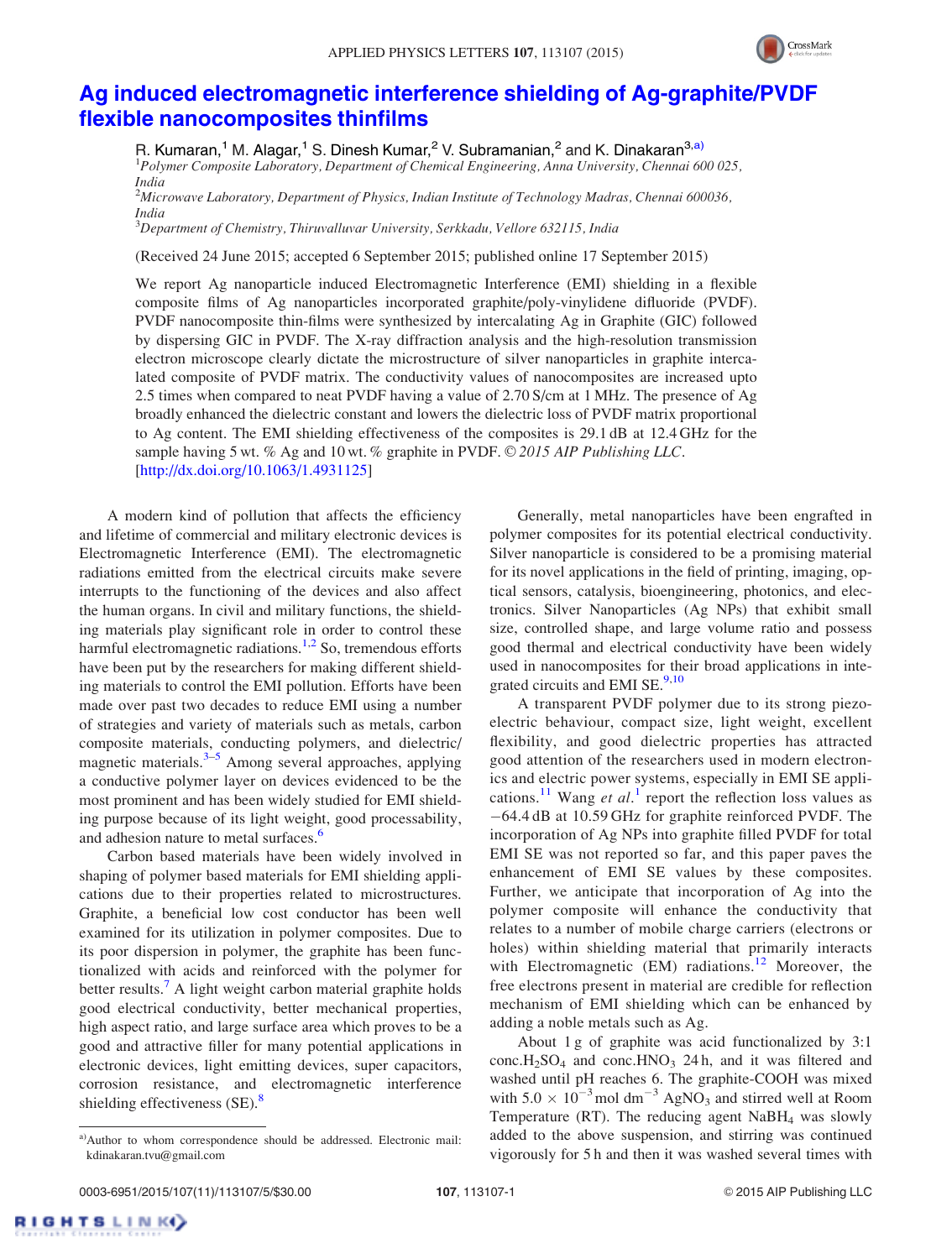# Ag induced electromagnetic interference shielding of Ag-graphite/PVDF flexible nanocomposites thinfilms

R. Kumaran,[1] M. Alagar,[1] S. Dinesh Kumar,[2] V. Subramanian,[2] and K. Dinakaran[3,a)]

[1]Polymer Composite Laboratory, Department of Chemical Engineering, Anna University, Chennai 600 025, India
[2]Microwave Laboratory, Department of Physics, Indian Institute of Technology Madras, Chennai 600036, India
[3]Department of Chemistry, Thiruvalluvar University, Serkkadu, Vellore 632115, India

(Received 24 June 2015; accepted 6 September 2015; published online 17 September 2015)

We report Ag nanoparticle induced Electromagnetic Interference (EMI) shielding in a flexible composite films of Ag nanoparticles incorporated graphite/poly-vinylidene difluoride (PVDF). PVDF nanocomposite thin-films were synthesized by intercalating Ag in Graphite (GIC) followed by dispersing GIC in PVDF. The X-ray diffraction analysis and the high-resolution transmission electron microscope clearly dictate the microstructure of silver nanoparticles in graphite intercalated composite of PVDF matrix. The conductivity values of nanocomposites are increased upto 2.5 times when compared to neat PVDF having a value of 2.70 S/cm at 1 MHz. The presence of Ag broadly enhanced the dielectric constant and lowers the dielectric loss of PVDF matrix proportional to Ag content. The EMI shielding effectiveness of the composites is 29.1 dB at 12.4 GHz for the sample having 5 wt. % Ag and 10 wt. % graphite in PVDF. © 2015 AIP Publishing LLC. [http://dx.doi.org/10.1063/1.4931125]

A modern kind of pollution that affects the efficiency and lifetime of commercial and military electronic devices is Electromagnetic Interference (EMI). The electromagnetic radiations emitted from the electrical circuits make severe interrupts to the functioning of the devices and also affect the human organs. In civil and military functions, the shielding materials play significant role in order to control these harmful electromagnetic radiations.[1,2] So, tremendous efforts have been put by the researchers for making different shielding materials to control the EMI pollution. Efforts have been made over past two decades to reduce EMI using a number of strategies and variety of materials such as metals, carbon composite materials, conducting polymers, and dielectric/magnetic materials.[3–5] Among several approaches, applying a conductive polymer layer on devices evidenced to be the most prominent and has been widely studied for EMI shielding purpose because of its light weight, good processability, and adhesion nature to metal surfaces.[6]

Carbon based materials have been widely involved in shaping of polymer based materials for EMI shielding applications due to their properties related to microstructures. Graphite, a beneficial low cost conductor has been well examined for its utilization in polymer composites. Due to its poor dispersion in polymer, the graphite has been functionalized with acids and reinforced with the polymer for better results.[7] A light weight carbon material graphite holds good electrical conductivity, better mechanical properties, high aspect ratio, and large surface area which proves to be a good and attractive filler for many potential applications in electronic devices, light emitting devices, super capacitors, corrosion resistance, and electromagnetic interference shielding effectiveness (SE).[8]

Generally, metal nanoparticles have been engrafted in polymer composites for its potential electrical conductivity. Silver nanoparticle is considered to be a promising material for its novel applications in the field of printing, imaging, optical sensors, catalysis, bioengineering, photonics, and electronics. Silver Nanoparticles (Ag NPs) that exhibit small size, controlled shape, and large volume ratio and possess good thermal and electrical conductivity have been widely used in nanocomposites for their broad applications in integrated circuits and EMI SE.[9,10]

A transparent PVDF polymer due to its strong piezoelectric behaviour, compact size, light weight, excellent flexibility, and good dielectric properties has attracted good attention of the researchers used in modern electronics and electric power systems, especially in EMI SE applications.[11] Wang *et al.*[1] report the reflection loss values as −64.4 dB at 10.59 GHz for graphite reinforced PVDF. The incorporation of Ag NPs into graphite filled PVDF for total EMI SE was not reported so far, and this paper paves the enhancement of EMI SE values by these composites. Further, we anticipate that incorporation of Ag into the polymer composite will enhance the conductivity that relates to a number of mobile charge carriers (electrons or holes) within shielding material that primarily interacts with Electromagnetic (EM) radiations.[12] Moreover, the free electrons present in material are credible for reflection mechanism of EMI shielding which can be enhanced by adding a noble metals such as Ag.

About 1 g of graphite was acid functionalized by 3:1 conc.$H_2SO_4$ and conc.$HNO_3$ 24 h, and it was filtered and washed until pH reaches 6. The graphite-COOH was mixed with $5.0 \times 10^{-3}$ mol dm$^{-3}$ $AgNO_3$ and stirred well at Room Temperature (RT). The reducing agent $NaBH_4$ was slowly added to the above suspension, and stirring was continued vigorously for 5 h and then it was washed several times with

[a)]Author to whom correspondence should be addressed. Electronic mail: kdinakaran.tvu@gmail.com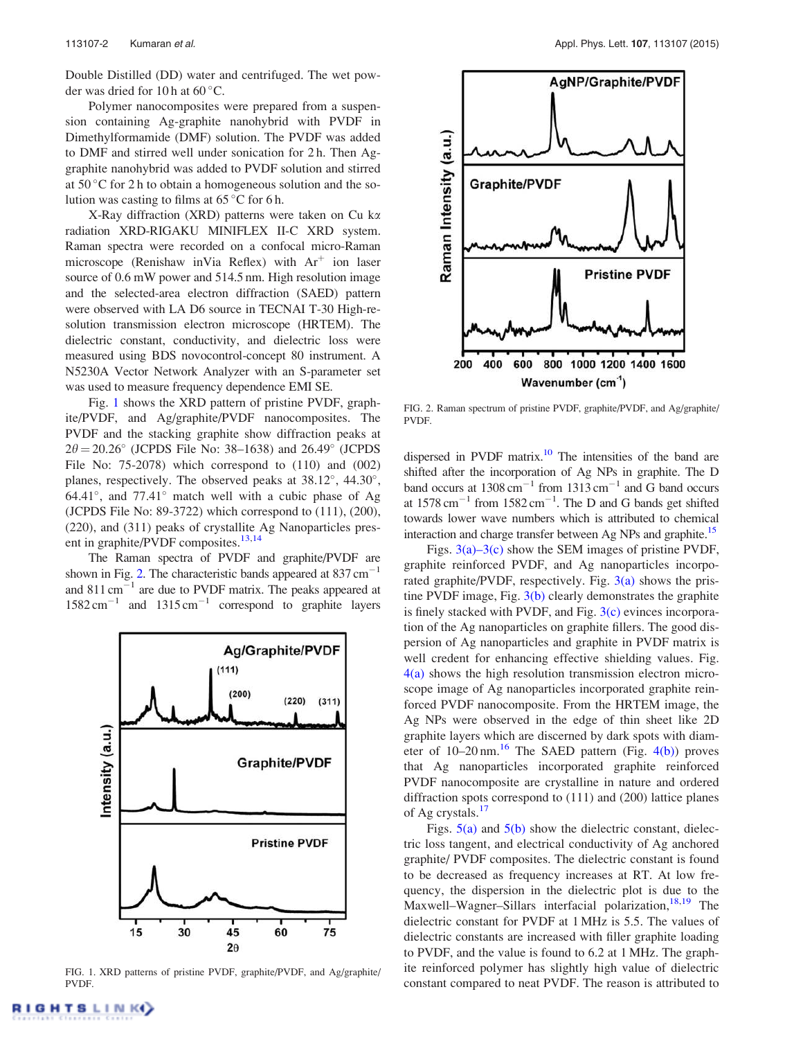Double Distilled (DD) water and centrifuged. The wet powder was dried for 10 h at 60 °C.

Polymer nanocomposites were prepared from a suspension containing Ag-graphite nanohybrid with PVDF in Dimethylformamide (DMF) solution. The PVDF was added to DMF and stirred well under sonication for 2 h. Then Ag-graphite nanohybrid was added to PVDF solution and stirred at 50 °C for 2 h to obtain a homogeneous solution and the solution was casting to films at 65 °C for 6 h.

X-Ray diffraction (XRD) patterns were taken on Cu kα radiation XRD-RIGAKU MINIFLEX II-C XRD system. Raman spectra were recorded on a confocal micro-Raman microscope (Renishaw inVia Reflex) with $Ar^{+}$ ion laser source of 0.6 mW power and 514.5 nm. High resolution image and the selected-area electron diffraction (SAED) pattern were observed with LA D6 source in TECNAI T-30 High-resolution transmission electron microscope (HRTEM). The dielectric constant, conductivity, and dielectric loss were measured using BDS novocontrol-concept 80 instrument. A N5230A Vector Network Analyzer with an S-parameter set was used to measure frequency dependence EMI SE.

Fig. 1 shows the XRD pattern of pristine PVDF, graphite/PVDF, and Ag/graphite/PVDF nanocomposites. The PVDF and the stacking graphite show diffraction peaks at $2\theta = 20.26°$ (JCPDS File No: 38–1638) and 26.49° (JCPDS File No: 75-2078) which correspond to (110) and (002) planes, respectively. The observed peaks at 38.12°, 44.30°, 64.41°, and 77.41° match well with a cubic phase of Ag (JCPDS File No: 89-3722) which correspond to (111), (200), (220), and (311) peaks of crystallite Ag Nanoparticles present in graphite/PVDF composites.[13,14]

The Raman spectra of PVDF and graphite/PVDF are shown in Fig. 2. The characteristic bands appeared at 837 $cm^{-1}$ and 811 $cm^{-1}$ are due to PVDF matrix. The peaks appeared at 1582 $cm^{-1}$ and 1315 $cm^{-1}$ correspond to graphite layers dispersed in PVDF matrix.[10] The intensities of the band are shifted after the incorporation of Ag NPs in graphite. The D band occurs at 1308 $cm^{-1}$ from 1313 $cm^{-1}$ and G band occurs at 1578 $cm^{-1}$ from 1582 $cm^{-1}$. The D and G bands get shifted towards lower wave numbers which is attributed to chemical interaction and charge transfer between Ag NPs and graphite.[15]

FIG. 1. XRD patterns of pristine PVDF, graphite/PVDF, and Ag/graphite/PVDF.

FIG. 2. Raman spectrum of pristine PVDF, graphite/PVDF, and Ag/graphite/PVDF.

Figs. 3(a)–3(c) show the SEM images of pristine PVDF, graphite reinforced PVDF, and Ag nanoparticles incorporated graphite/PVDF, respectively. Fig. 3(a) shows the pristine PVDF image, Fig. 3(b) clearly demonstrates the graphite is finely stacked with PVDF, and Fig. 3(c) evinces incorporation of the Ag nanoparticles on graphite fillers. The good dispersion of Ag nanoparticles and graphite in PVDF matrix is well credent for enhancing effective shielding values. Fig. 4(a) shows the high resolution transmission electron microscope image of Ag nanoparticles incorporated graphite reinforced PVDF nanocomposite. From the HRTEM image, the Ag NPs were observed in the edge of thin sheet like 2D graphite layers which are discerned by dark spots with diameter of 10–20 nm.[16] The SAED pattern (Fig. 4(b)) proves that Ag nanoparticles incorporated graphite reinforced PVDF nanocomposite are crystalline in nature and ordered diffraction spots correspond to (111) and (200) lattice planes of Ag crystals.[17]

Figs. 5(a) and 5(b) show the dielectric constant, dielectric loss tangent, and electrical conductivity of Ag anchored graphite/ PVDF composites. The dielectric constant is found to be decreased as frequency increases at RT. At low frequency, the dispersion in the dielectric plot is due to the Maxwell–Wagner–Sillars interfacial polarization,[18,19] The dielectric constant for PVDF at 1 MHz is 5.5. The values of dielectric constants are increased with filler graphite loading to PVDF, and the value is found to 6.2 at 1 MHz. The graphite reinforced polymer has slightly high value of dielectric constant compared to neat PVDF. The reason is attributed to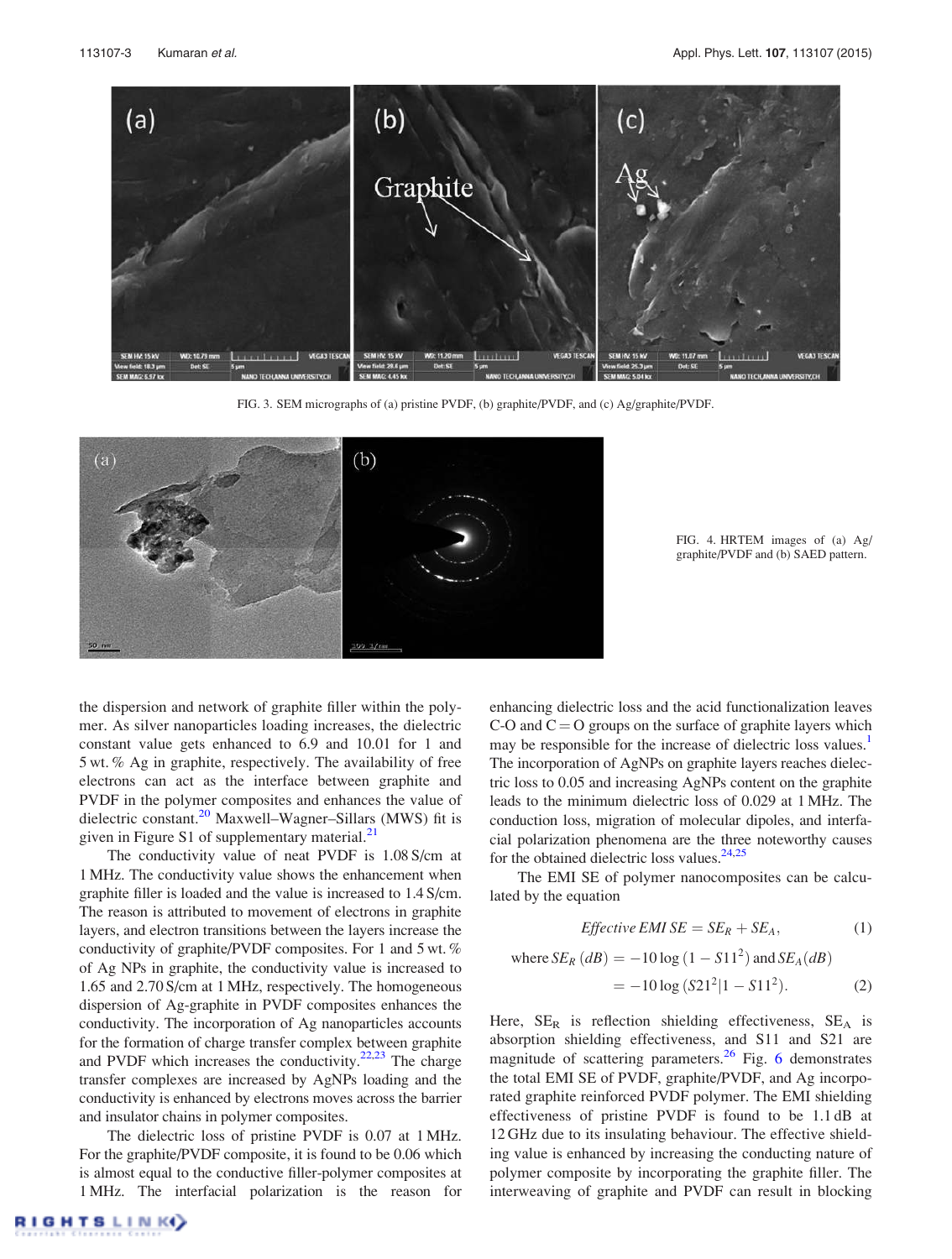FIG. 3. SEM micrographs of (a) pristine PVDF, (b) graphite/PVDF, and (c) Ag/graphite/PVDF.

FIG. 4. HRTEM images of (a) Ag/graphite/PVDF and (b) SAED pattern.

the dispersion and network of graphite filler within the polymer. As silver nanoparticles loading increases, the dielectric constant value gets enhanced to 6.9 and 10.01 for 1 and 5 wt. % Ag in graphite, respectively. The availability of free electrons can act as the interface between graphite and PVDF in the polymer composites and enhances the value of dielectric constant.[20] Maxwell–Wagner–Sillars (MWS) fit is given in Figure S1 of supplementary material.[21]

The conductivity value of neat PVDF is 1.08 S/cm at 1 MHz. The conductivity value shows the enhancement when graphite filler is loaded and the value is increased to 1.4 S/cm. The reason is attributed to movement of electrons in graphite layers, and electron transitions between the layers increase the conductivity of graphite/PVDF composites. For 1 and 5 wt. % of Ag NPs in graphite, the conductivity value is increased to 1.65 and 2.70 S/cm at 1 MHz, respectively. The homogeneous dispersion of Ag-graphite in PVDF composites enhances the conductivity. The incorporation of Ag nanoparticles accounts for the formation of charge transfer complex between graphite and PVDF which increases the conductivity.[22,23] The charge transfer complexes are increased by AgNPs loading and the conductivity is enhanced by electrons moves across the barrier and insulator chains in polymer composites.

The dielectric loss of pristine PVDF is 0.07 at 1 MHz. For the graphite/PVDF composite, it is found to be 0.06 which is almost equal to the conductive filler-polymer composites at 1 MHz. The interfacial polarization is the reason for enhancing dielectric loss and the acid functionalization leaves C-O and C = O groups on the surface of graphite layers which may be responsible for the increase of dielectric loss values.[1] The incorporation of AgNPs on graphite layers reaches dielectric loss to 0.05 and increasing AgNPs content on the graphite leads to the minimum dielectric loss of 0.029 at 1 MHz. The conduction loss, migration of molecular dipoles, and interfacial polarization phenomena are the three noteworthy causes for the obtained dielectric loss values.[24,25]

The EMI SE of polymer nanocomposites can be calculated by the equation

$$Effective\ EMI\ SE = SE_R + SE_A, \tag{1}$$

$$\text{where } SE_R\,(dB) = -10\log\left(1 - S11^2\right) \text{ and } SE_A(dB) = -10\log\left(S21^2 | 1 - S11^2\right). \tag{2}$$

Here, $SE_R$ is reflection shielding effectiveness, $SE_A$ is absorption shielding effectiveness, and S11 and S21 are magnitude of scattering parameters.[26] Fig. 6 demonstrates the total EMI SE of PVDF, graphite/PVDF, and Ag incorporated graphite reinforced PVDF polymer. The EMI shielding effectiveness of pristine PVDF is found to be 1.1 dB at 12 GHz due to its insulating behaviour. The effective shielding value is enhanced by increasing the conducting nature of polymer composite by incorporating the graphite filler. The interweaving of graphite and PVDF can result in blocking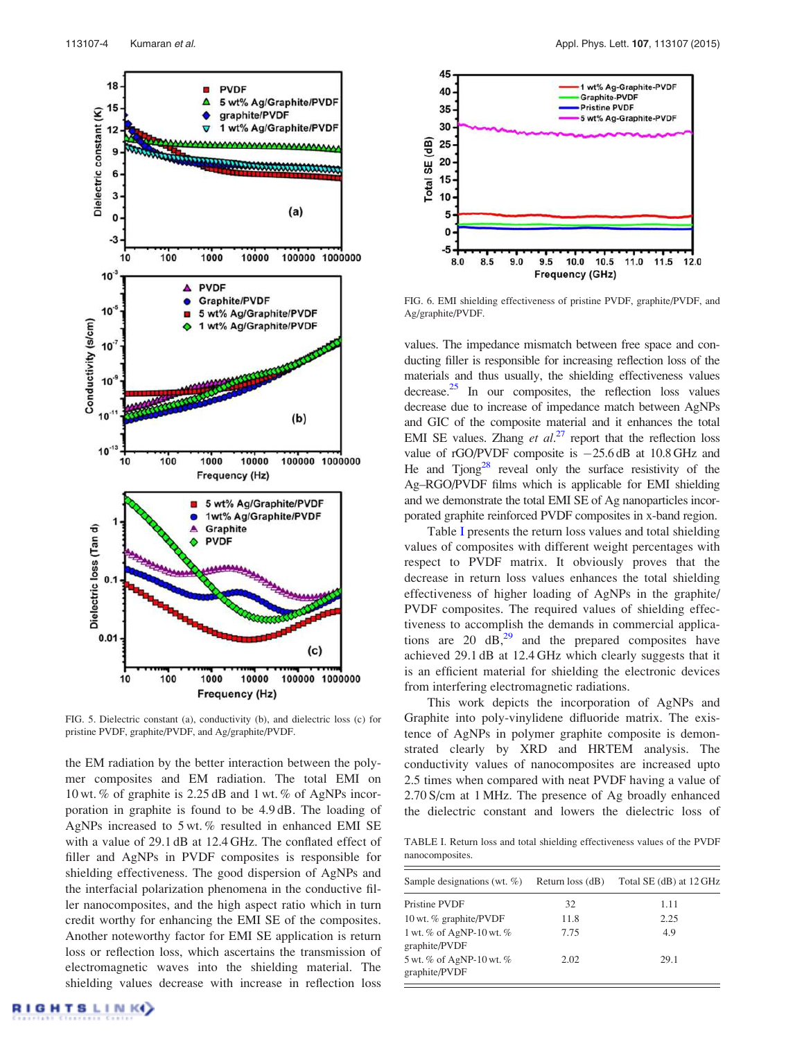FIG. 5. Dielectric constant (a), conductivity (b), and dielectric loss (c) for pristine PVDF, graphite/PVDF, and Ag/graphite/PVDF.

the EM radiation by the better interaction between the polymer composites and EM radiation. The total EMI on 10 wt. % of graphite is 2.25 dB and 1 wt. % of AgNPs incorporation in graphite is found to be 4.9 dB. The loading of AgNPs increased to 5 wt. % resulted in enhanced EMI SE with a value of 29.1 dB at 12.4 GHz. The conflated effect of filler and AgNPs in PVDF composites is responsible for shielding effectiveness. The good dispersion of AgNPs and the interfacial polarization phenomena in the conductive filler nanocomposites, and the high aspect ratio which in turn credit worthy for enhancing the EMI SE of the composites. Another noteworthy factor for EMI SE application is return loss or reflection loss, which ascertains the transmission of electromagnetic waves into the shielding material. The shielding values decrease with increase in reflection loss

FIG. 6. EMI shielding effectiveness of pristine PVDF, graphite/PVDF, and Ag/graphite/PVDF.

values. The impedance mismatch between free space and conducting filler is responsible for increasing reflection loss of the materials and thus usually, the shielding effectiveness values decrease.[25] In our composites, the reflection loss values decrease due to increase of impedance match between AgNPs and GIC of the composite material and it enhances the total EMI SE values. Zhang *et al.*[27] report that the reflection loss value of rGO/PVDF composite is −25.6 dB at 10.8 GHz and He and Tjong[28] reveal only the surface resistivity of the Ag–RGO/PVDF films which is applicable for EMI shielding and we demonstrate the total EMI SE of Ag nanoparticles incorporated graphite reinforced PVDF composites in x-band region.

Table I presents the return loss values and total shielding values of composites with different weight percentages with respect to PVDF matrix. It obviously proves that the decrease in return loss values enhances the total shielding effectiveness of higher loading of AgNPs in the graphite/PVDF composites. The required values of shielding effectiveness to accomplish the demands in commercial applications are 20 dB,[29] and the prepared composites have achieved 29.1 dB at 12.4 GHz which clearly suggests that it is an efficient material for shielding the electronic devices from interfering electromagnetic radiations.

This work depicts the incorporation of AgNPs and Graphite into poly-vinylidene difluoride matrix. The existence of AgNPs in polymer graphite composite is demonstrated clearly by XRD and HRTEM analysis. The conductivity values of nanocomposites are increased upto 2.5 times when compared with neat PVDF having a value of 2.70 S/cm at 1 MHz. The presence of Ag broadly enhanced the dielectric constant and lowers the dielectric loss of

TABLE I. Return loss and total shielding effectiveness values of the PVDF nanocomposites.

| Sample designations (wt. %) | Return loss (dB) | Total SE (dB) at 12 GHz |
|---|---|---|
| Pristine PVDF | 32 | 1.11 |
| 10 wt. % graphite/PVDF | 11.8 | 2.25 |
| 1 wt. % of AgNP-10 wt. % graphite/PVDF | 7.75 | 4.9 |
| 5 wt. % of AgNP-10 wt. % graphite/PVDF | 2.02 | 29.1 |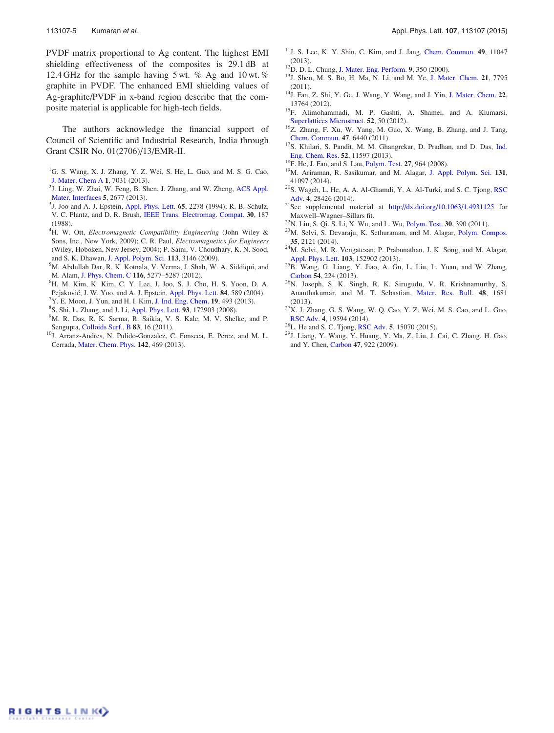PVDF matrix proportional to Ag content. The highest EMI shielding effectiveness of the composites is 29.1 dB at 12.4 GHz for the sample having 5 wt. % Ag and 10 wt. % graphite in PVDF. The enhanced EMI shielding values of Ag-graphite/PVDF in x-band region describe that the composite material is applicable for high-tech fields.

The authors acknowledge the financial support of Council of Scientific and Industrial Research, India through Grant CSIR No. 01(2706)/13/EMR-II.

[1]G. S. Wang, X. J. Zhang, Y. Z. Wei, S. He, L. Guo, and M. S. G. Cao, J. Mater. Chem A 1, 7031 (2013).

[2]J. Ling, W. Zhai, W. Feng, B. Shen, J. Zhang, and W. Zheng, ACS Appl. Mater. Interfaces 5, 2677 (2013).

[3]J. Joo and A. J. Epstein, Appl. Phys. Lett. 65, 2278 (1994); R. B. Schulz, V. C. Plantz, and D. R. Brush, IEEE Trans. Electromag. Compat. 30, 187 (1988).

[4]H. W. Ott, *Electromagnetic Compatibility Engineering* (John Wiley & Sons, Inc., New York, 2009); C. R. Paul, *Electromagnetics for Engineers* (Wiley, Hoboken, New Jersey, 2004); P. Saini, V. Choudhary, K. N. Sood, and S. K. Dhawan, J. Appl. Polym. Sci. 113, 3146 (2009).

[5]M. Abdullah Dar, R. K. Kotnala, V. Verma, J. Shah, W. A. Siddiqui, and M. Alam, J. Phys. Chem. C 116, 5277–5287 (2012).

[6]H. M. Kim, K. Kim, C. Y. Lee, J. Joo, S. J. Cho, H. S. Yoon, D. A. Pejaković, J. W. Yoo, and A. J. Epstein, Appl. Phys. Lett. 84, 589 (2004).

[7]Y. E. Moon, J. Yun, and H. I. Kim, J. Ind. Eng. Chem. 19, 493 (2013).

[8]S. Shi, L. Zhang, and J. Li, Appl. Phys. Lett. 93, 172903 (2008).

[9]M. R. Das, R. K. Sarma, R. Saikia, V. S. Kale, M. V. Shelke, and P. Sengupta, Colloids Surf., B 83, 16 (2011).

[10]J. Arranz-Andres, N. Pulido-Gonzalez, C. Fonseca, E. Pérez, and M. L. Cerrada, Mater. Chem. Phys. 142, 469 (2013).

[11]J. S. Lee, K. Y. Shin, C. Kim, and J. Jang, Chem. Commun. 49, 11047 (2013).

[12]D. D. L. Chung, J. Mater. Eng. Perform. 9, 350 (2000).

[13]J. Shen, M. S. Bo, H. Ma, N. Li, and M. Ye, J. Mater. Chem. 21, 7795 (2011).

[14]J. Fan, Z. Shi, Y. Ge, J. Wang, Y. Wang, and J. Yin, J. Mater. Chem. 22, 13764 (2012).

[15]F. Alimohammadi, M. P. Gashti, A. Shamei, and A. Kiumarsi, Superlattices Microstruct. 52, 50 (2012).

[16]Z. Zhang, F. Xu, W. Yang, M. Guo, X. Wang, B. Zhang, and J. Tang, Chem. Commun. 47, 6440 (2011).

[17]S. Khilari, S. Pandit, M. M. Ghangrekar, D. Pradhan, and D. Das, Ind. Eng. Chem. Res. 52, 11597 (2013).

[18]F. He, J. Fan, and S. Lau, Polym. Test. 27, 964 (2008).

[19]M. Ariraman, R. Sasikumar, and M. Alagar, J. Appl. Polym. Sci. 131, 41097 (2014).

[20]S. Wageh, L. He, A. A. Al-Ghamdi, Y. A. Al-Turki, and S. C. Tjong, RSC Adv. 4, 28426 (2014).

[21]See supplemental material at http://dx.doi.org/10.1063/1.4931125 for Maxwell–Wagner–Sillars fit.

[22]N. Liu, S. Qi, S. Li, X. Wu, and L. Wu, Polym. Test. 30, 390 (2011).

[23]M. Selvi, S. Devaraju, K. Sethuraman, and M. Alagar, Polym. Compos. 35, 2121 (2014).

[24]M. Selvi, M. R. Vengatesan, P. Prabunathan, J. K. Song, and M. Alagar, Appl. Phys. Lett. 103, 152902 (2013).

[25]B. Wang, G. Liang, Y. Jiao, A. Gu, L. Liu, L. Yuan, and W. Zhang, Carbon 54, 224 (2013).

[26]N. Joseph, S. K. Singh, R. K. Sirugudu, V. R. Krishnamurthy, S. Ananthakumar, and M. T. Sebastian, Mater. Res. Bull. 48, 1681 (2013).

[27]X. J. Zhang, G. S. Wang, W. Q. Cao, Y. Z. Wei, M. S. Cao, and L. Guo, RSC Adv. 4, 19594 (2014).

[28]L. He and S. C. Tjong, RSC Adv. 5, 15070 (2015).

[29]J. Liang, Y. Wang, Y. Huang, Y. Ma, Z. Liu, J. Cai, C. Zhang, H. Gao, and Y. Chen, Carbon 47, 922 (2009).